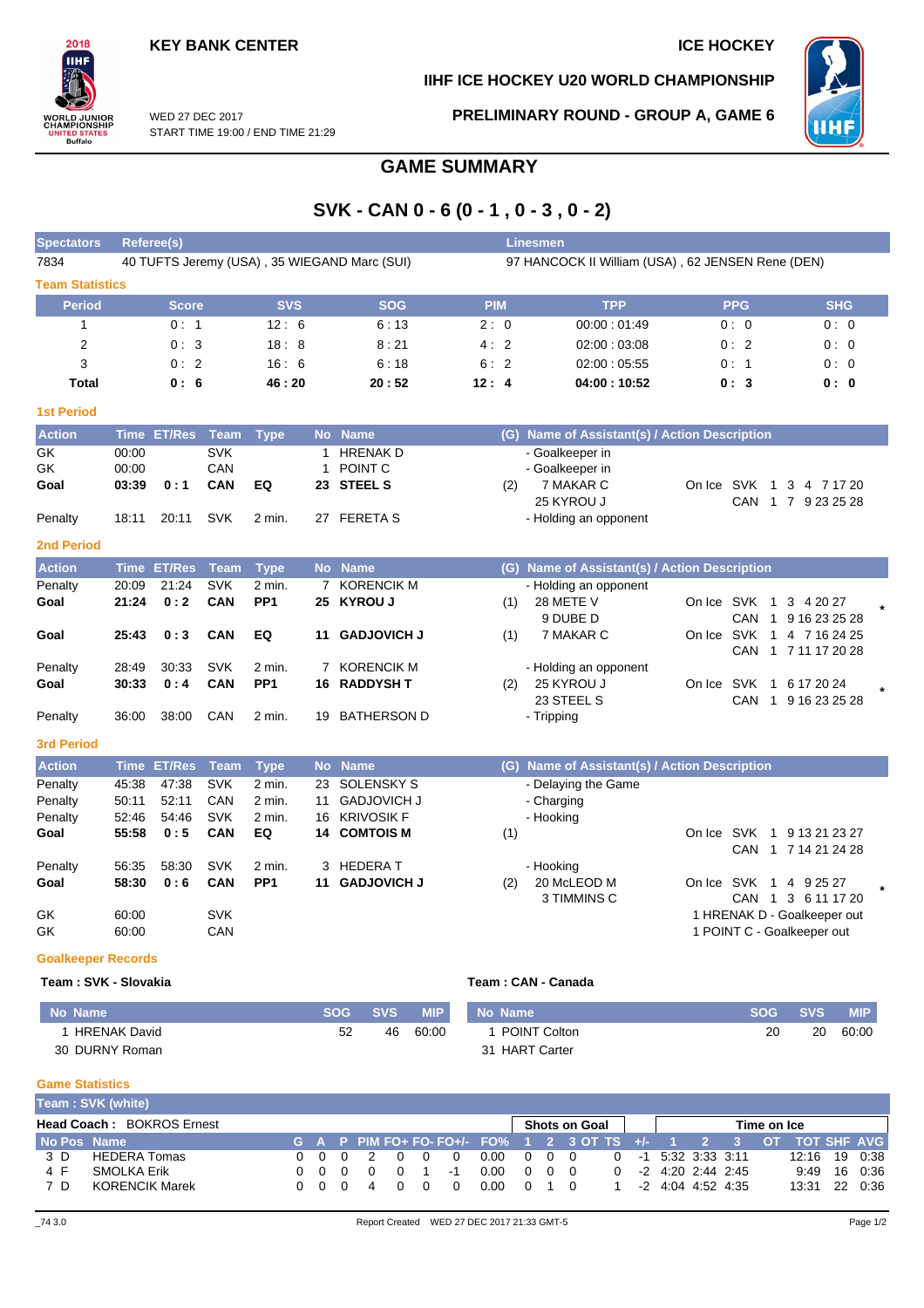**KEY BANK CENTER** | **ICE HOCKEY**

**IIHF ICE HOCKEY U20 WORLD CHAMPIONSHIP**

WED 27 DEC 2017
START TIME 19:00 / END TIME 21:29

**PRELIMINARY ROUND - GROUP A, GAME 6**

# GAME SUMMARY

## SVK - CAN 0 - 6 (0 - 1 , 0 - 3 , 0 - 2)

| Spectators | Referee(s) | Linesmen |
|---|---|---|
| 7834 | 40 TUFTS Jeremy (USA) , 35 WIEGAND Marc (SUI) | 97 HANCOCK II William (USA) , 62 JENSEN Rene (DEN) |

### Team Statistics

| Period | Score | SVS | SOG | PIM | TPP | PPG | SHG |
|---|---|---|---|---|---|---|---|
| 1 | 0 : 1 | 12 : 6 | 6 : 13 | 2 : 0 | 00:00 : 01:49 | 0 : 0 | 0 : 0 |
| 2 | 0 : 3 | 18 : 8 | 8 : 21 | 4 : 2 | 02:00 : 03:08 | 0 : 2 | 0 : 0 |
| 3 | 0 : 2 | 16 : 6 | 6 : 18 | 6 : 2 | 02:00 : 05:55 | 0 : 1 | 0 : 0 |
| **Total** | **0 : 6** | **46 : 20** | **20 : 52** | **12 : 4** | **04:00 : 10:52** | **0 : 3** | **0 : 0** |

### 1st Period

| Action | Time | ET/Res | Team | Type | No | Name | (G) | Name of Assistant(s) / Action Description | On Ice |
|---|---|---|---|---|---|---|---|---|---|
| GK | 00:00 | | SVK | | 1 | HRENAK D | | - Goalkeeper in | |
| GK | 00:00 | | CAN | | 1 | POINT C | | - Goalkeeper in | |
| **Goal** | **03:39** | **0 : 1** | **CAN** | **EQ** | **23** | **STEEL S** | (2) | 7 MAKAR C<br>25 KYROU J | SVK 1 3 4 7 17 20<br>CAN 1 7 9 23 25 28 |
| Penalty | 18:11 | 20:11 | SVK | 2 min. | 27 | FERETA S | | - Holding an opponent | |

### 2nd Period

| Action | Time | ET/Res | Team | Type | No | Name | (G) | Name of Assistant(s) / Action Description | On Ice |
|---|---|---|---|---|---|---|---|---|---|
| Penalty | 20:09 | 21:24 | SVK | 2 min. | 7 | KORENCIK M | | - Holding an opponent | |
| **Goal** | **21:24** | **0 : 2** | **CAN** | **PP1** | **25** | **KYROU J** | (1) | 28 METE V<br>9 DUBE D | SVK 1 3 4 20 27<br>CAN 1 9 16 23 25 28 * |
| **Goal** | **25:43** | **0 : 3** | **CAN** | **EQ** | **11** | **GADJOVICH J** | (1) | 7 MAKAR C | SVK 1 4 7 16 24 25<br>CAN 1 7 11 17 20 28 |
| Penalty | 28:49 | 30:33 | SVK | 2 min. | 7 | KORENCIK M | | - Holding an opponent | |
| **Goal** | **30:33** | **0 : 4** | **CAN** | **PP1** | **16** | **RADDYSH T** | (2) | 25 KYROU J<br>23 STEEL S | SVK 1 6 17 20 24<br>CAN 1 9 16 23 25 28 * |
| Penalty | 36:00 | 38:00 | CAN | 2 min. | 19 | BATHERSON D | | - Tripping | |

### 3rd Period

| Action | Time | ET/Res | Team | Type | No | Name | (G) | Name of Assistant(s) / Action Description | On Ice |
|---|---|---|---|---|---|---|---|---|---|
| Penalty | 45:38 | 47:38 | SVK | 2 min. | 23 | SOLENSKY S | | - Delaying the Game | |
| Penalty | 50:11 | 52:11 | CAN | 2 min. | 11 | GADJOVICH J | | - Charging | |
| Penalty | 52:46 | 54:46 | SVK | 2 min. | 16 | KRIVOSIK F | | - Hooking | |
| **Goal** | **55:58** | **0 : 5** | **CAN** | **EQ** | **14** | **COMTOIS M** | (1) | | SVK 1 9 13 21 23 27<br>CAN 1 7 14 21 24 28 |
| Penalty | 56:35 | 58:30 | SVK | 2 min. | 3 | HEDERA T | | - Hooking | |
| **Goal** | **58:30** | **0 : 6** | **CAN** | **PP1** | **11** | **GADJOVICH J** | (2) | 20 McLEOD M<br>3 TIMMINS C | SVK 1 4 9 25 27<br>CAN 1 3 6 11 17 20 * |
| GK | 60:00 | | SVK | | | | | 1 HRENAK D - Goalkeeper out | |
| GK | 60:00 | | CAN | | | | | 1 POINT C - Goalkeeper out | |

### Goalkeeper Records

**Team : SVK - Slovakia**

| No | Name | SOG | SVS | MIP |
|---|---|---|---|---|
| 1 | HRENAK David | 52 | 46 | 60:00 |
| 30 | DURNY Roman | | | |

**Team : CAN - Canada**

| No | Name | SOG | SVS | MIP |
|---|---|---|---|---|
| 1 | POINT Colton | 20 | 20 | 60:00 |
| 31 | HART Carter | | | |

### Game Statistics

**Team : SVK (white)**

**Head Coach :** BOKROS Ernest

| No | Pos | Name | G | A | P | PIM | FO+ | FO- | FO+/- | FO% | SOG 1 | SOG 2 | SOG 3 | SOG OT | SOG TS | +/- | TOI 1 | TOI 2 | TOI 3 | TOI OT | TOI TOT | SHF | AVG |
|---|---|---|---|---|---|---|---|---|---|---|---|---|---|---|---|---|---|---|---|---|---|---|---|
| 3 | D | HEDERA Tomas | 0 | 0 | 0 | 2 | 0 | 0 | 0 | 0.00 | 0 | 0 | 0 | | 0 | -1 | 5:32 | 3:33 | 3:11 | | 12:16 | 19 | 0:38 |
| 4 | F | SMOLKA Erik | 0 | 0 | 0 | 0 | 0 | 1 | -1 | 0.00 | 0 | 0 | 0 | | 0 | -2 | 4:20 | 2:44 | 2:45 | | 9:49 | 16 | 0:36 |
| 7 | D | KORENCIK Marek | 0 | 0 | 0 | 4 | 0 | 0 | 0 | 0.00 | 0 | 1 | 0 | | 1 | -2 | 4:04 | 4:52 | 4:35 | | 13:31 | 22 | 0:36 |

_74 3.0 — Report Created WED 27 DEC 2017 21:33 GMT-5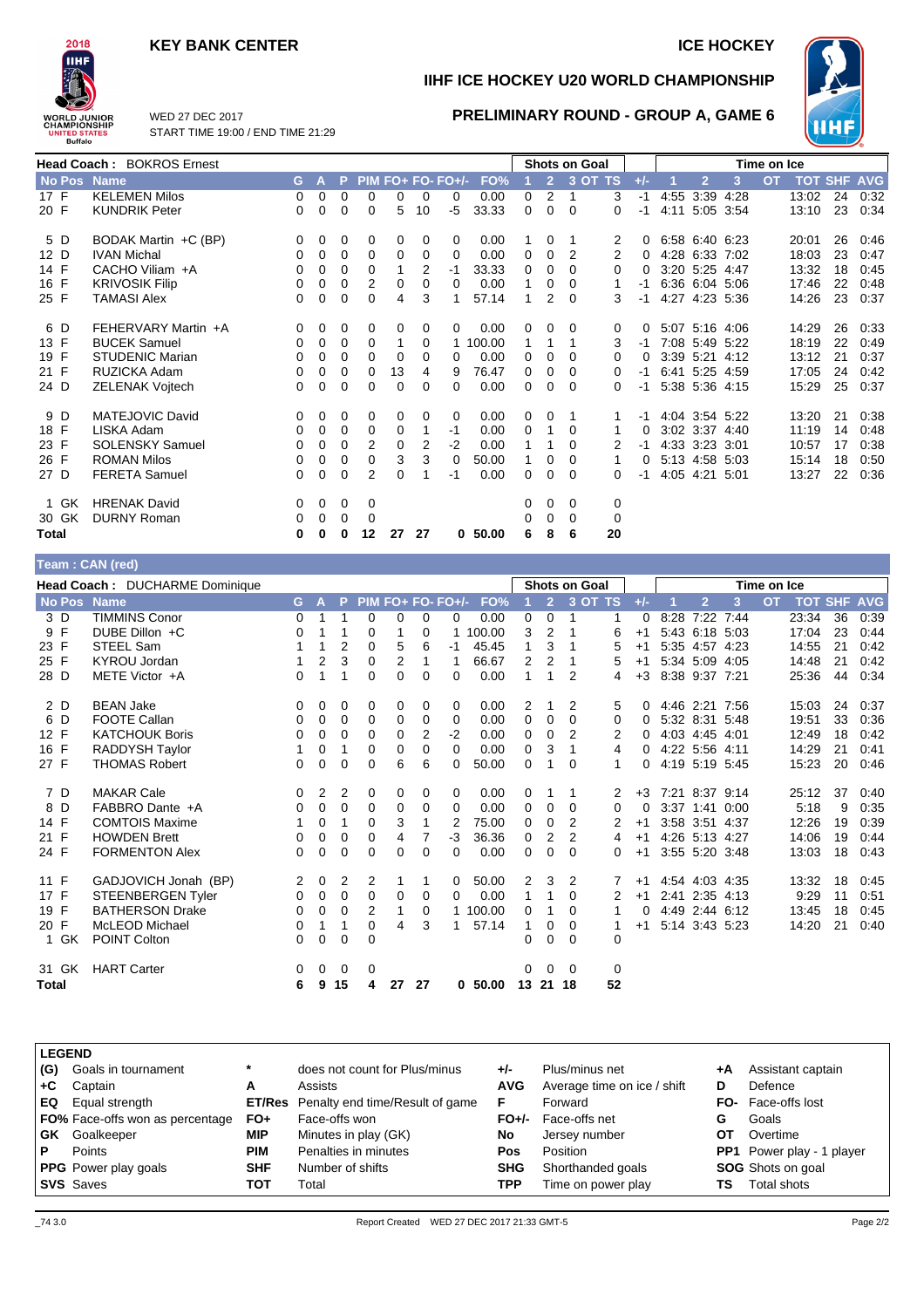# KEY BANK CENTER

# ICE HOCKEY

## IIHF ICE HOCKEY U20 WORLD CHAMPIONSHIP

WED 27 DEC 2017
START TIME 19:00 / END TIME 21:29

## PRELIMINARY ROUND - GROUP A, GAME 6

**Head Coach : BOKROS Ernest**

| No | Pos | Name | G | A | P | PIM | FO+ | FO- | FO+/- | FO% | Shots on Goal 1 | 2 | 3 | OT | TS | +/- | Time on Ice 1 | 2 | 3 | OT | TOT | SHF | AVG |
|---|---|---|---|---|---|---|---|---|---|---|---|---|---|---|---|---|---|---|---|---|---|---|---|
| 17 | F | KELEMEN Milos | 0 | 0 | 0 | 0 | 0 | 0 | 0 | 0.00 | 0 | 2 | 1 | | 3 | -1 | 4:55 | 3:39 | 4:28 | | 13:02 | 24 | 0:32 |
| 20 | F | KUNDRIK Peter | 0 | 0 | 0 | 0 | 5 | 10 | -5 | 33.33 | 0 | 0 | 0 | | 0 | -1 | 4:11 | 5:05 | 3:54 | | 13:10 | 23 | 0:34 |
| 5 | D | BODAK Martin +C (BP) | 0 | 0 | 0 | 0 | 0 | 0 | 0 | 0.00 | 1 | 0 | 1 | | 2 | 0 | 6:58 | 6:40 | 6:23 | | 20:01 | 26 | 0:46 |
| 12 | D | IVAN Michal | 0 | 0 | 0 | 0 | 0 | 0 | 0 | 0.00 | 0 | 0 | 2 | | 2 | 0 | 4:28 | 6:33 | 7:02 | | 18:03 | 23 | 0:47 |
| 14 | F | CACHO Viliam +A | 0 | 0 | 0 | 0 | 1 | 2 | -1 | 33.33 | 0 | 0 | 0 | | 0 | 0 | 3:20 | 5:25 | 4:47 | | 13:32 | 18 | 0:45 |
| 16 | F | KRIVOSIK Filip | 0 | 0 | 0 | 2 | 0 | 0 | 0 | 0.00 | 1 | 0 | 0 | | 1 | -1 | 6:36 | 6:04 | 5:06 | | 17:46 | 22 | 0:48 |
| 25 | F | TAMASI Alex | 0 | 0 | 0 | 0 | 4 | 3 | 1 | 57.14 | 1 | 2 | 0 | | 3 | -1 | 4:27 | 4:23 | 5:36 | | 14:26 | 23 | 0:37 |
| 6 | D | FEHERVARY Martin +A | 0 | 0 | 0 | 0 | 0 | 0 | 0 | 0.00 | 0 | 0 | 0 | | 0 | 0 | 5:07 | 5:16 | 4:06 | | 14:29 | 26 | 0:33 |
| 13 | F | BUCEK Samuel | 0 | 0 | 0 | 0 | 1 | 0 | 1 | 100.00 | 1 | 1 | 1 | | 3 | -1 | 7:08 | 5:49 | 5:22 | | 18:19 | 22 | 0:49 |
| 19 | F | STUDENIC Marian | 0 | 0 | 0 | 0 | 0 | 0 | 0 | 0.00 | 0 | 0 | 0 | | 0 | 0 | 3:39 | 5:21 | 4:12 | | 13:12 | 21 | 0:37 |
| 21 | F | RUZICKA Adam | 0 | 0 | 0 | 0 | 13 | 4 | 9 | 76.47 | 0 | 0 | 0 | | 0 | -1 | 6:41 | 5:25 | 4:59 | | 17:05 | 24 | 0:42 |
| 24 | D | ZELENAK Vojtech | 0 | 0 | 0 | 0 | 0 | 0 | 0 | 0.00 | 0 | 0 | 0 | | 0 | -1 | 5:38 | 5:36 | 4:15 | | 15:29 | 25 | 0:37 |
| 9 | D | MATEJOVIC David | 0 | 0 | 0 | 0 | 0 | 0 | 0 | 0.00 | 0 | 0 | 1 | | 1 | -1 | 4:04 | 3:54 | 5:22 | | 13:20 | 21 | 0:38 |
| 18 | F | LISKA Adam | 0 | 0 | 0 | 0 | 0 | 1 | -1 | 0.00 | 0 | 1 | 0 | | 1 | 0 | 3:02 | 3:37 | 4:40 | | 11:19 | 14 | 0:48 |
| 23 | F | SOLENSKY Samuel | 0 | 0 | 0 | 2 | 0 | 2 | -2 | 0.00 | 1 | 1 | 0 | | 2 | -1 | 4:33 | 3:23 | 3:01 | | 10:57 | 17 | 0:38 |
| 26 | F | ROMAN Milos | 0 | 0 | 0 | 0 | 3 | 3 | 0 | 50.00 | 1 | 0 | 0 | | 1 | 0 | 5:13 | 4:58 | 5:03 | | 15:14 | 18 | 0:50 |
| 27 | D | FERETA Samuel | 0 | 0 | 0 | 2 | 0 | 1 | -1 | 0.00 | 0 | 0 | 0 | | 0 | -1 | 4:05 | 4:21 | 5:01 | | 13:27 | 22 | 0:36 |
| 1 | GK | HRENAK David | 0 | 0 | 0 | 0 | | | | | 0 | 0 | 0 | | 0 | | | | | | | | |
| 30 | GK | DURNY Roman | 0 | 0 | 0 | 0 | | | | | 0 | 0 | 0 | | 0 | | | | | | | | |
| **Total** | | | **0** | **0** | **0** | **12** | **27** | **27** | **0** | **50.00** | **6** | **8** | **6** | | **20** | | | | | | | | |

**Team : CAN (red)**

**Head Coach : DUCHARME Dominique**

| No | Pos | Name | G | A | P | PIM | FO+ | FO- | FO+/- | FO% | Shots on Goal 1 | 2 | 3 | OT | TS | +/- | Time on Ice 1 | 2 | 3 | OT | TOT | SHF | AVG |
|---|---|---|---|---|---|---|---|---|---|---|---|---|---|---|---|---|---|---|---|---|---|---|---|
| 3 | D | TIMMINS Conor | 0 | 1 | 1 | 0 | 0 | 0 | 0 | 0.00 | 0 | 0 | 1 | | 1 | 0 | 8:28 | 7:22 | 7:44 | | 23:34 | 36 | 0:39 |
| 9 | F | DUBE Dillon +C | 0 | 1 | 1 | 0 | 1 | 0 | 1 | 100.00 | 3 | 2 | 1 | | 6 | +1 | 5:43 | 6:18 | 5:03 | | 17:04 | 23 | 0:44 |
| 23 | F | STEEL Sam | 1 | 1 | 2 | 0 | 5 | 6 | -1 | 45.45 | 1 | 3 | 1 | | 5 | +1 | 5:35 | 4:57 | 4:23 | | 14:55 | 21 | 0:42 |
| 25 | F | KYROU Jordan | 1 | 2 | 3 | 0 | 2 | 1 | 1 | 66.67 | 2 | 2 | 1 | | 5 | +1 | 5:34 | 5:09 | 4:05 | | 14:48 | 21 | 0:42 |
| 28 | D | METE Victor +A | 0 | 1 | 1 | 0 | 0 | 0 | 0 | 0.00 | 1 | 1 | 2 | | 4 | +3 | 8:38 | 9:37 | 7:21 | | 25:36 | 44 | 0:34 |
| 2 | D | BEAN Jake | 0 | 0 | 0 | 0 | 0 | 0 | 0 | 0.00 | 2 | 1 | 2 | | 5 | 0 | 4:46 | 2:21 | 7:56 | | 15:03 | 24 | 0:37 |
| 6 | D | FOOTE Callan | 0 | 0 | 0 | 0 | 0 | 0 | 0 | 0.00 | 0 | 0 | 0 | | 0 | 0 | 5:32 | 8:31 | 5:48 | | 19:51 | 33 | 0:36 |
| 12 | F | KATCHOUK Boris | 0 | 0 | 0 | 0 | 0 | 2 | -2 | 0.00 | 0 | 0 | 2 | | 2 | 0 | 4:03 | 4:45 | 4:01 | | 12:49 | 18 | 0:42 |
| 16 | F | RADDYSH Taylor | 1 | 0 | 1 | 0 | 0 | 0 | 0 | 0.00 | 0 | 3 | 1 | | 4 | 0 | 4:22 | 5:56 | 4:11 | | 14:29 | 21 | 0:41 |
| 27 | F | THOMAS Robert | 0 | 0 | 0 | 0 | 6 | 6 | 0 | 50.00 | 0 | 1 | 0 | | 1 | 0 | 4:19 | 5:19 | 5:45 | | 15:23 | 20 | 0:46 |
| 7 | D | MAKAR Cale | 0 | 2 | 2 | 0 | 0 | 0 | 0 | 0.00 | 0 | 1 | 1 | | 2 | +3 | 7:21 | 8:37 | 9:14 | | 25:12 | 37 | 0:40 |
| 8 | D | FABBRO Dante +A | 0 | 0 | 0 | 0 | 0 | 0 | 0 | 0.00 | 0 | 0 | 0 | | 0 | 0 | 3:37 | 1:41 | 0:00 | | 5:18 | 9 | 0:35 |
| 14 | F | COMTOIS Maxime | 1 | 0 | 1 | 0 | 3 | 1 | 2 | 75.00 | 0 | 0 | 2 | | 2 | +1 | 3:58 | 3:51 | 4:37 | | 12:26 | 19 | 0:39 |
| 21 | F | HOWDEN Brett | 0 | 0 | 0 | 0 | 4 | 7 | -3 | 36.36 | 0 | 2 | 2 | | 4 | +1 | 4:26 | 5:13 | 4:27 | | 14:06 | 19 | 0:44 |
| 24 | F | FORMENTON Alex | 0 | 0 | 0 | 0 | 0 | 0 | 0 | 0.00 | 0 | 0 | 0 | | 0 | +1 | 3:55 | 5:20 | 3:48 | | 13:03 | 18 | 0:43 |
| 11 | F | GADJOVICH Jonah (BP) | 2 | 0 | 2 | 2 | 1 | 1 | 0 | 50.00 | 2 | 3 | 2 | | 7 | +1 | 4:54 | 4:03 | 4:35 | | 13:32 | 18 | 0:45 |
| 17 | F | STEENBERGEN Tyler | 0 | 0 | 0 | 0 | 0 | 0 | 0 | 0.00 | 1 | 1 | 0 | | 2 | +1 | 2:41 | 2:35 | 4:13 | | 9:29 | 11 | 0:51 |
| 19 | F | BATHERSON Drake | 0 | 0 | 0 | 2 | 1 | 0 | 1 | 100.00 | 0 | 1 | 0 | | 1 | 0 | 4:49 | 2:44 | 6:12 | | 13:45 | 18 | 0:45 |
| 20 | F | McLEOD Michael | 0 | 1 | 1 | 0 | 4 | 3 | 1 | 57.14 | 1 | 0 | 0 | | 1 | +1 | 5:14 | 3:43 | 5:23 | | 14:20 | 21 | 0:40 |
| 1 | GK | POINT Colton | 0 | 0 | 0 | 0 | | | | | 0 | 0 | 0 | | 0 | | | | | | | | |
| 31 | GK | HART Carter | 0 | 0 | 0 | 0 | | | | | 0 | 0 | 0 | | 0 | | | | | | | | |
| **Total** | | | **6** | **9** | **15** | **4** | **27** | **27** | **0** | **50.00** | **13** | **21** | **18** | | **52** | | | | | | | | |

**LEGEND**

| | | | | | | | |
|---|---|---|---|---|---|---|---|
| (G) | Goals in tournament | * | does not count for Plus/minus | +/- | Plus/minus net | +A | Assistant captain |
| +C | Captain | A | Assists | AVG | Average time on ice / shift | D | Defence |
| EQ | Equal strength | ET/Res | Penalty end time/Result of game | F | Forward | FO- | Face-offs lost |
| FO% | Face-offs won as percentage | FO+ | Face-offs won | FO+/- | Face-offs net | G | Goals |
| GK | Goalkeeper | MIP | Minutes in play (GK) | No | Jersey number | OT | Overtime |
| P | Points | PIM | Penalties in minutes | Pos | Position | PP1 | Power play - 1 player |
| PPG | Power play goals | SHF | Number of shifts | SHG | Shorthanded goals | SOG | Shots on goal |
| SVS | Saves | TOT | Total | TPP | Time on power play | TS | Total shots |

_74 3.0 Report Created WED 27 DEC 2017 21:33 GMT-5